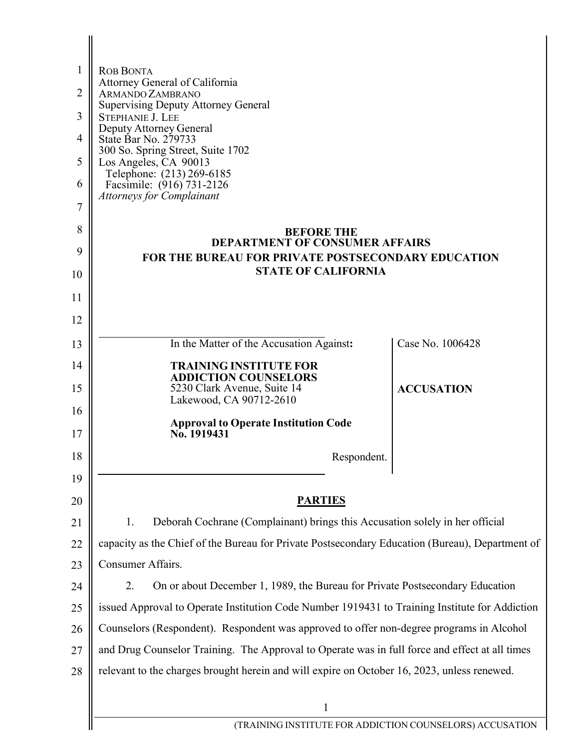ROB BONTA
Attorney General of California
ARMANDO ZAMBRANO
Supervising Deputy Attorney General
STEPHANIE J. LEE
Deputy Attorney General
State Bar No. 279733
300 So. Spring Street, Suite 1702
Los Angeles, CA 90013
Telephone: (213) 269-6185
Facsimile: (916) 731-2126
*Attorneys for Complainant*

**BEFORE THE**
**DEPARTMENT OF CONSUMER AFFAIRS**
**FOR THE BUREAU FOR PRIVATE POSTSECONDARY EDUCATION**
**STATE OF CALIFORNIA**

| | |
|---|---|
| In the Matter of the Accusation Against:<br><br>**TRAINING INSTITUTE FOR ADDICTION COUNSELORS**<br>5230 Clark Avenue, Suite 14<br>Lakewood, CA 90712-2610<br><br>**Approval to Operate Institution Code No. 1919431**<br><br>Respondent. | Case No. 1006428<br><br>**ACCUSATION** |

## PARTIES

1. Deborah Cochrane (Complainant) brings this Accusation solely in her official capacity as the Chief of the Bureau for Private Postsecondary Education (Bureau), Department of Consumer Affairs.

2. On or about December 1, 1989, the Bureau for Private Postsecondary Education issued Approval to Operate Institution Code Number 1919431 to Training Institute for Addiction Counselors (Respondent). Respondent was approved to offer non-degree programs in Alcohol and Drug Counselor Training. The Approval to Operate was in full force and effect at all times relevant to the charges brought herein and will expire on October 16, 2023, unless renewed.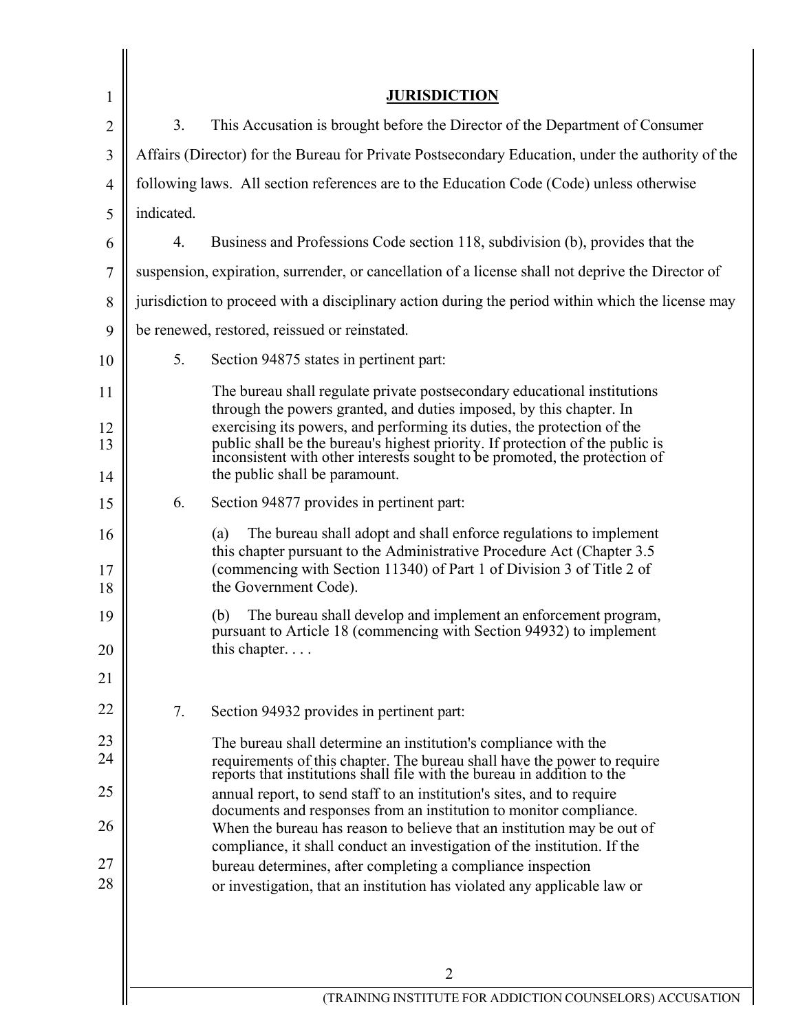## JURISDICTION

3. This Accusation is brought before the Director of the Department of Consumer Affairs (Director) for the Bureau for Private Postsecondary Education, under the authority of the following laws. All section references are to the Education Code (Code) unless otherwise indicated.

4. Business and Professions Code section 118, subdivision (b), provides that the suspension, expiration, surrender, or cancellation of a license shall not deprive the Director of jurisdiction to proceed with a disciplinary action during the period within which the license may be renewed, restored, reissued or reinstated.

5. Section 94875 states in pertinent part:

> The bureau shall regulate private postsecondary educational institutions through the powers granted, and duties imposed, by this chapter. In exercising its powers, and performing its duties, the protection of the public shall be the bureau's highest priority. If protection of the public is inconsistent with other interests sought to be promoted, the protection of the public shall be paramount.

6. Section 94877 provides in pertinent part:

> (a) The bureau shall adopt and shall enforce regulations to implement this chapter pursuant to the Administrative Procedure Act (Chapter 3.5 (commencing with Section 11340) of Part 1 of Division 3 of Title 2 of the Government Code).
>
> (b) The bureau shall develop and implement an enforcement program, pursuant to Article 18 (commencing with Section 94932) to implement this chapter. . . .

7. Section 94932 provides in pertinent part:

> The bureau shall determine an institution's compliance with the requirements of this chapter. The bureau shall have the power to require reports that institutions shall file with the bureau in addition to the annual report, to send staff to an institution's sites, and to require documents and responses from an institution to monitor compliance. When the bureau has reason to believe that an institution may be out of compliance, it shall conduct an investigation of the institution. If the bureau determines, after completing a compliance inspection or investigation, that an institution has violated any applicable law or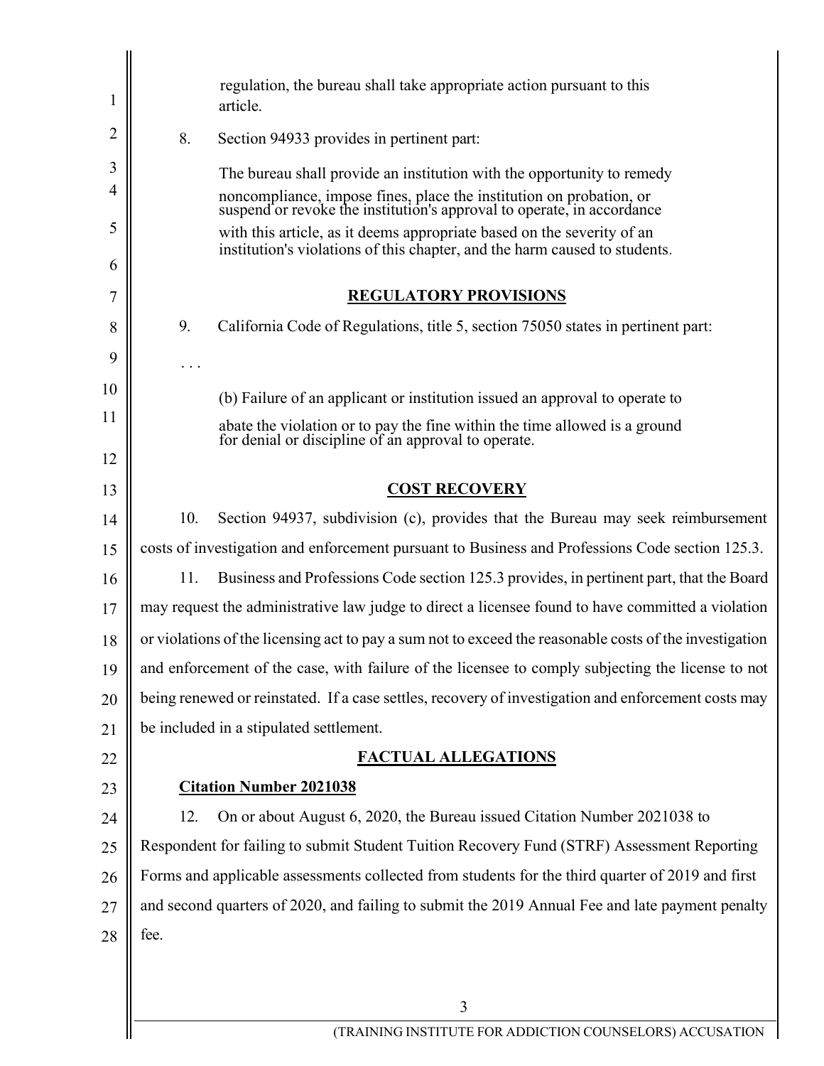> regulation, the bureau shall take appropriate action pursuant to this article.

8. Section 94933 provides in pertinent part:

> The bureau shall provide an institution with the opportunity to remedy noncompliance, impose fines, place the institution on probation, or suspend or revoke the institution's approval to operate, in accordance with this article, as it deems appropriate based on the severity of an institution's violations of this chapter, and the harm caused to students.

## REGULATORY PROVISIONS

9. California Code of Regulations, title 5, section 75050 states in pertinent part:

. . .

> (b) Failure of an applicant or institution issued an approval to operate to abate the violation or to pay the fine within the time allowed is a ground for denial or discipline of an approval to operate.

## COST RECOVERY

10. Section 94937, subdivision (c), provides that the Bureau may seek reimbursement costs of investigation and enforcement pursuant to Business and Professions Code section 125.3.

11. Business and Professions Code section 125.3 provides, in pertinent part, that the Board may request the administrative law judge to direct a licensee found to have committed a violation or violations of the licensing act to pay a sum not to exceed the reasonable costs of the investigation and enforcement of the case, with failure of the licensee to comply subjecting the license to not being renewed or reinstated. If a case settles, recovery of investigation and enforcement costs may be included in a stipulated settlement.

## FACTUAL ALLEGATIONS

**Citation Number 2021038**

12. On or about August 6, 2020, the Bureau issued Citation Number 2021038 to Respondent for failing to submit Student Tuition Recovery Fund (STRF) Assessment Reporting Forms and applicable assessments collected from students for the third quarter of 2019 and first and second quarters of 2020, and failing to submit the 2019 Annual Fee and late payment penalty fee.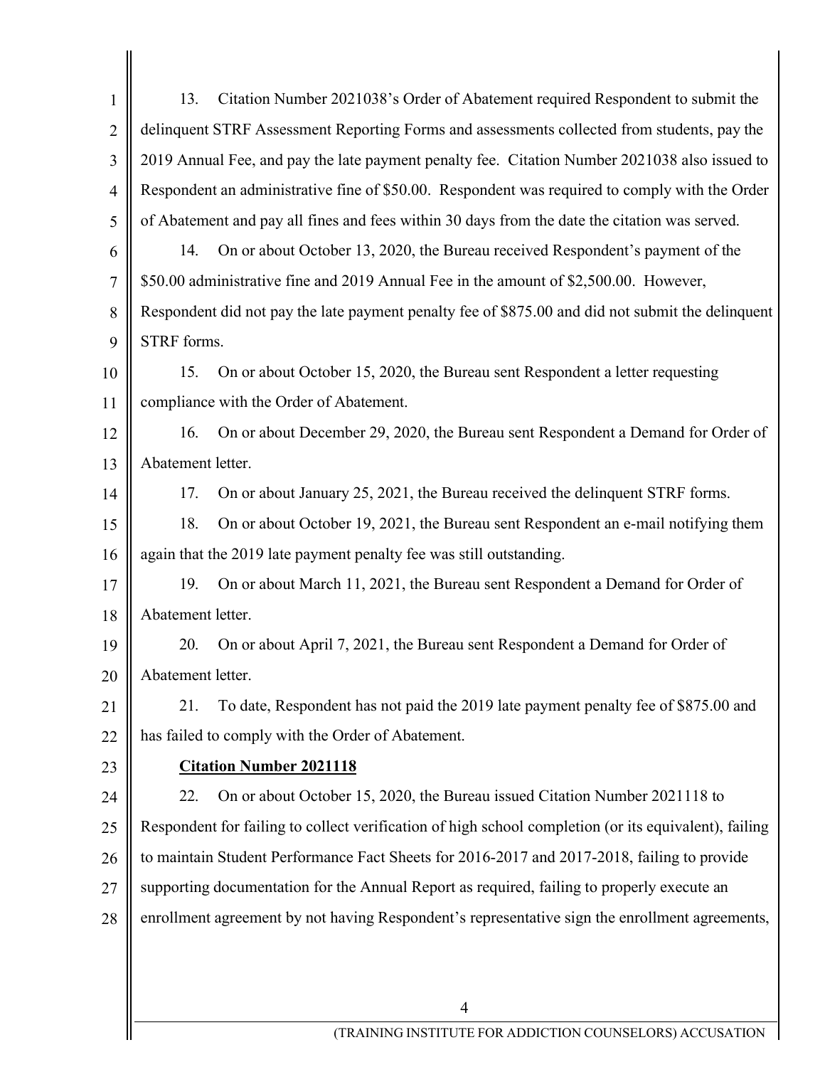13. Citation Number 2021038's Order of Abatement required Respondent to submit the delinquent STRF Assessment Reporting Forms and assessments collected from students, pay the 2019 Annual Fee, and pay the late payment penalty fee. Citation Number 2021038 also issued to Respondent an administrative fine of $50.00. Respondent was required to comply with the Order of Abatement and pay all fines and fees within 30 days from the date the citation was served.

14. On or about October 13, 2020, the Bureau received Respondent's payment of the $50.00 administrative fine and 2019 Annual Fee in the amount of $2,500.00. However, Respondent did not pay the late payment penalty fee of $875.00 and did not submit the delinquent STRF forms.

15. On or about October 15, 2020, the Bureau sent Respondent a letter requesting compliance with the Order of Abatement.

16. On or about December 29, 2020, the Bureau sent Respondent a Demand for Order of Abatement letter.

17. On or about January 25, 2021, the Bureau received the delinquent STRF forms.

18. On or about October 19, 2021, the Bureau sent Respondent an e-mail notifying them again that the 2019 late payment penalty fee was still outstanding.

19. On or about March 11, 2021, the Bureau sent Respondent a Demand for Order of Abatement letter.

20. On or about April 7, 2021, the Bureau sent Respondent a Demand for Order of Abatement letter.

21. To date, Respondent has not paid the 2019 late payment penalty fee of $875.00 and has failed to comply with the Order of Abatement.

**Citation Number 2021118**

22. On or about October 15, 2020, the Bureau issued Citation Number 2021118 to Respondent for failing to collect verification of high school completion (or its equivalent), failing to maintain Student Performance Fact Sheets for 2016-2017 and 2017-2018, failing to provide supporting documentation for the Annual Report as required, failing to properly execute an enrollment agreement by not having Respondent's representative sign the enrollment agreements,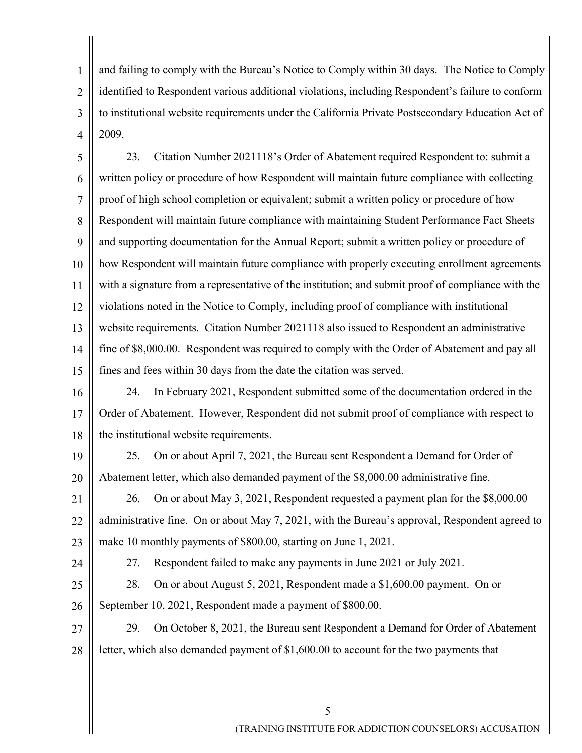and failing to comply with the Bureau's Notice to Comply within 30 days. The Notice to Comply identified to Respondent various additional violations, including Respondent's failure to conform to institutional website requirements under the California Private Postsecondary Education Act of 2009.

23. Citation Number 2021118's Order of Abatement required Respondent to: submit a written policy or procedure of how Respondent will maintain future compliance with collecting proof of high school completion or equivalent; submit a written policy or procedure of how Respondent will maintain future compliance with maintaining Student Performance Fact Sheets and supporting documentation for the Annual Report; submit a written policy or procedure of how Respondent will maintain future compliance with properly executing enrollment agreements with a signature from a representative of the institution; and submit proof of compliance with the violations noted in the Notice to Comply, including proof of compliance with institutional website requirements. Citation Number 2021118 also issued to Respondent an administrative fine of $8,000.00. Respondent was required to comply with the Order of Abatement and pay all fines and fees within 30 days from the date the citation was served.

24. In February 2021, Respondent submitted some of the documentation ordered in the Order of Abatement. However, Respondent did not submit proof of compliance with respect to the institutional website requirements.

25. On or about April 7, 2021, the Bureau sent Respondent a Demand for Order of Abatement letter, which also demanded payment of the $8,000.00 administrative fine.

26. On or about May 3, 2021, Respondent requested a payment plan for the $8,000.00 administrative fine. On or about May 7, 2021, with the Bureau's approval, Respondent agreed to make 10 monthly payments of $800.00, starting on June 1, 2021.

27. Respondent failed to make any payments in June 2021 or July 2021.

28. On or about August 5, 2021, Respondent made a $1,600.00 payment. On or September 10, 2021, Respondent made a payment of $800.00.

29. On October 8, 2021, the Bureau sent Respondent a Demand for Order of Abatement letter, which also demanded payment of $1,600.00 to account for the two payments that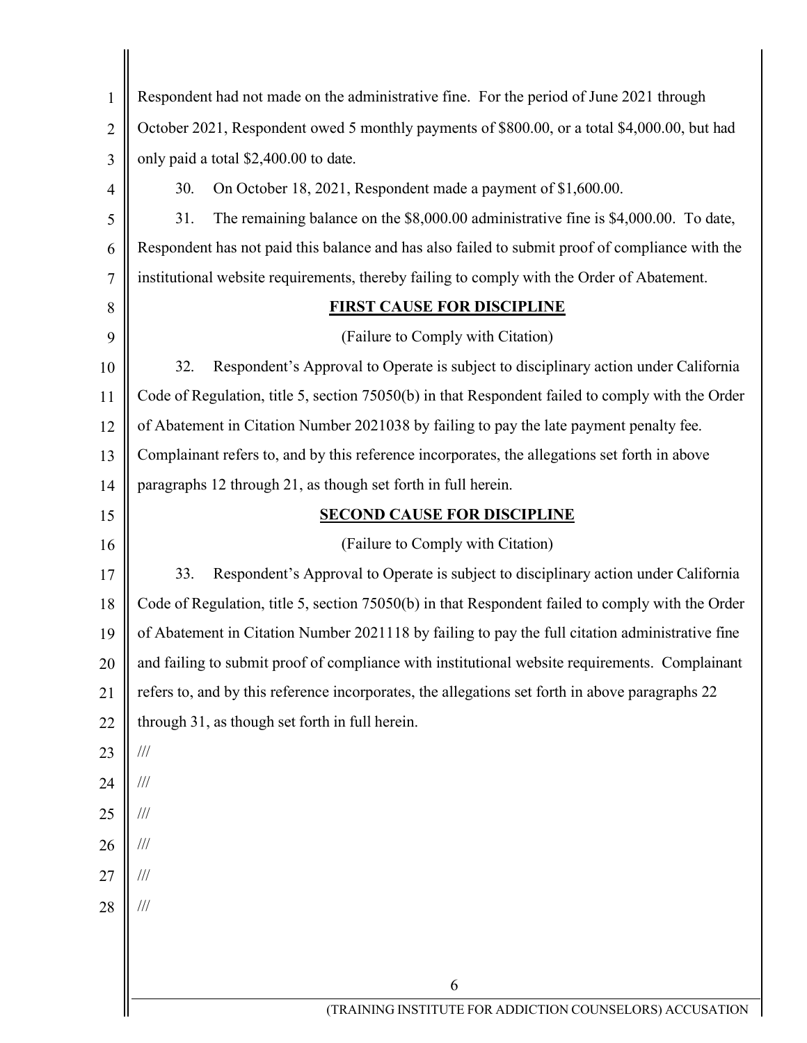Respondent had not made on the administrative fine. For the period of June 2021 through October 2021, Respondent owed 5 monthly payments of $800.00, or a total $4,000.00, but had only paid a total $2,400.00 to date.

30. On October 18, 2021, Respondent made a payment of $1,600.00.

31. The remaining balance on the $8,000.00 administrative fine is $4,000.00. To date, Respondent has not paid this balance and has also failed to submit proof of compliance with the institutional website requirements, thereby failing to comply with the Order of Abatement.

## FIRST CAUSE FOR DISCIPLINE

(Failure to Comply with Citation)

32. Respondent's Approval to Operate is subject to disciplinary action under California Code of Regulation, title 5, section 75050(b) in that Respondent failed to comply with the Order of Abatement in Citation Number 2021038 by failing to pay the late payment penalty fee. Complainant refers to, and by this reference incorporates, the allegations set forth in above paragraphs 12 through 21, as though set forth in full herein.

## SECOND CAUSE FOR DISCIPLINE

(Failure to Comply with Citation)

33. Respondent's Approval to Operate is subject to disciplinary action under California Code of Regulation, title 5, section 75050(b) in that Respondent failed to comply with the Order of Abatement in Citation Number 2021118 by failing to pay the full citation administrative fine and failing to submit proof of compliance with institutional website requirements. Complainant refers to, and by this reference incorporates, the allegations set forth in above paragraphs 22 through 31, as though set forth in full herein.

///

///

///

///

///

///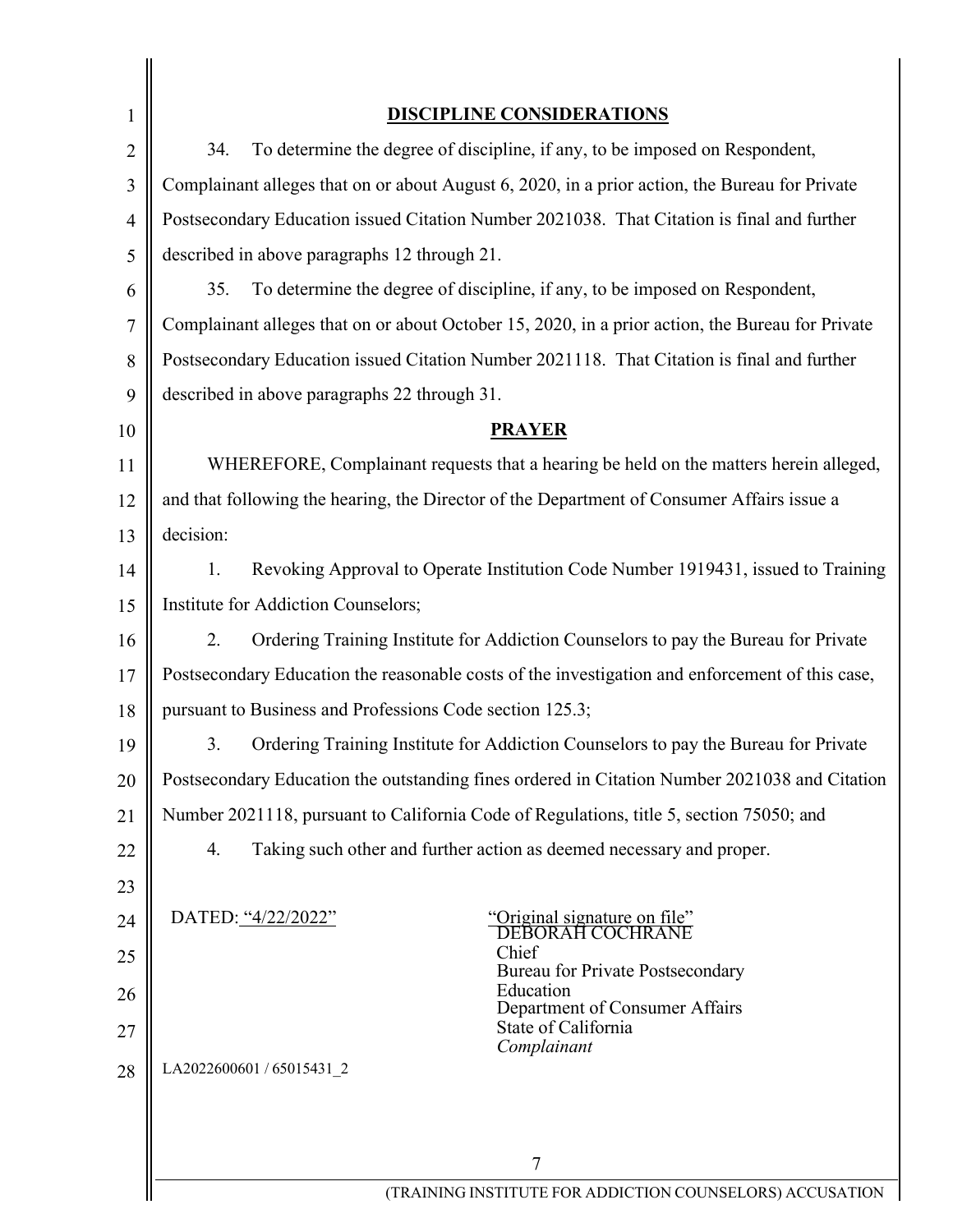## DISCIPLINE CONSIDERATIONS

34. To determine the degree of discipline, if any, to be imposed on Respondent, Complainant alleges that on or about August 6, 2020, in a prior action, the Bureau for Private Postsecondary Education issued Citation Number 2021038. That Citation is final and further described in above paragraphs 12 through 21.

35. To determine the degree of discipline, if any, to be imposed on Respondent, Complainant alleges that on or about October 15, 2020, in a prior action, the Bureau for Private Postsecondary Education issued Citation Number 2021118. That Citation is final and further described in above paragraphs 22 through 31.

## PRAYER

WHEREFORE, Complainant requests that a hearing be held on the matters herein alleged, and that following the hearing, the Director of the Department of Consumer Affairs issue a decision:

1. Revoking Approval to Operate Institution Code Number 1919431, issued to Training Institute for Addiction Counselors;

2. Ordering Training Institute for Addiction Counselors to pay the Bureau for Private Postsecondary Education the reasonable costs of the investigation and enforcement of this case, pursuant to Business and Professions Code section 125.3;

3. Ordering Training Institute for Addiction Counselors to pay the Bureau for Private Postsecondary Education the outstanding fines ordered in Citation Number 2021038 and Citation Number 2021118, pursuant to California Code of Regulations, title 5, section 75050; and

4. Taking such other and further action as deemed necessary and proper.

DATED: "4/22/2022"

"Original signature on file"
DEBORAH COCHRANE
Chief
Bureau for Private Postsecondary Education
Department of Consumer Affairs
State of California
*Complainant*

LA2022600601 / 65015431_2